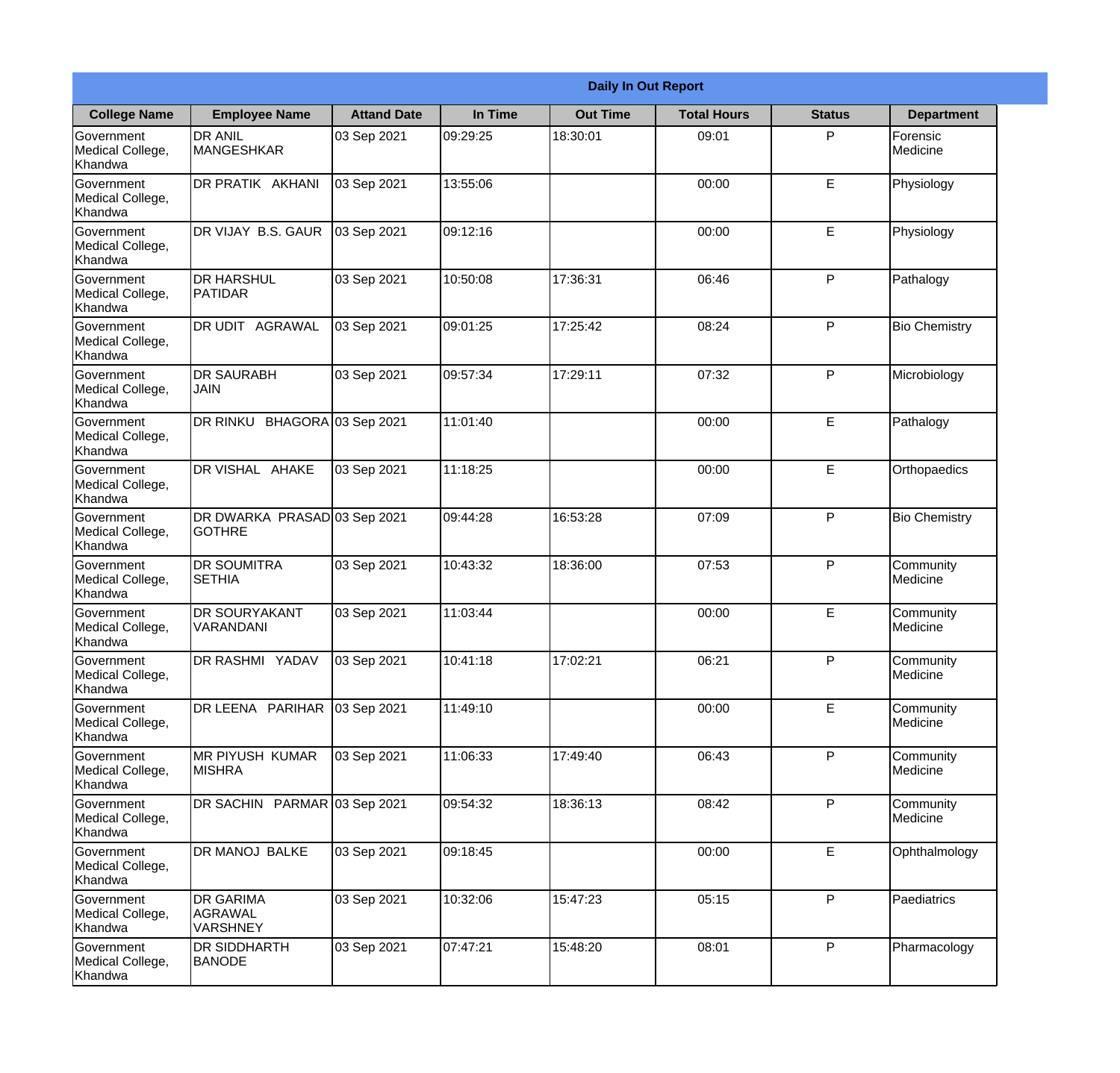| Daily In Out Report | | | | | | | |
|---|---|---|---|---|---|---|---|
| **College Name** | **Employee Name** | **Attand Date** | **In Time** | **Out Time** | **Total Hours** | **Status** | **Department** |
| Government Medical College, Khandwa | DR ANIL MANGESHKAR | 03 Sep 2021 | 09:29:25 | 18:30:01 | 09:01 | P | Forensic Medicine |
| Government Medical College, Khandwa | DR PRATIK AKHANI | 03 Sep 2021 | 13:55:06 | | 00:00 | E | Physiology |
| Government Medical College, Khandwa | DR VIJAY B.S. GAUR | 03 Sep 2021 | 09:12:16 | | 00:00 | E | Physiology |
| Government Medical College, Khandwa | DR HARSHUL PATIDAR | 03 Sep 2021 | 10:50:08 | 17:36:31 | 06:46 | P | Pathalogy |
| Government Medical College, Khandwa | DR UDIT AGRAWAL | 03 Sep 2021 | 09:01:25 | 17:25:42 | 08:24 | P | Bio Chemistry |
| Government Medical College, Khandwa | DR SAURABH JAIN | 03 Sep 2021 | 09:57:34 | 17:29:11 | 07:32 | P | Microbiology |
| Government Medical College, Khandwa | DR RINKU BHAGORA | 03 Sep 2021 | 11:01:40 | | 00:00 | E | Pathalogy |
| Government Medical College, Khandwa | DR VISHAL AHAKE | 03 Sep 2021 | 11:18:25 | | 00:00 | E | Orthopaedics |
| Government Medical College, Khandwa | DR DWARKA PRASAD GOTHRE | 03 Sep 2021 | 09:44:28 | 16:53:28 | 07:09 | P | Bio Chemistry |
| Government Medical College, Khandwa | DR SOUMITRA SETHIA | 03 Sep 2021 | 10:43:32 | 18:36:00 | 07:53 | P | Community Medicine |
| Government Medical College, Khandwa | DR SOURYAKANT VARANDANI | 03 Sep 2021 | 11:03:44 | | 00:00 | E | Community Medicine |
| Government Medical College, Khandwa | DR RASHMI YADAV | 03 Sep 2021 | 10:41:18 | 17:02:21 | 06:21 | P | Community Medicine |
| Government Medical College, Khandwa | DR LEENA PARIHAR | 03 Sep 2021 | 11:49:10 | | 00:00 | E | Community Medicine |
| Government Medical College, Khandwa | MR PIYUSH KUMAR MISHRA | 03 Sep 2021 | 11:06:33 | 17:49:40 | 06:43 | P | Community Medicine |
| Government Medical College, Khandwa | DR SACHIN PARMAR | 03 Sep 2021 | 09:54:32 | 18:36:13 | 08:42 | P | Community Medicine |
| Government Medical College, Khandwa | DR MANOJ BALKE | 03 Sep 2021 | 09:18:45 | | 00:00 | E | Ophthalmology |
| Government Medical College, Khandwa | DR GARIMA AGRAWAL VARSHNEY | 03 Sep 2021 | 10:32:06 | 15:47:23 | 05:15 | P | Paediatrics |
| Government Medical College, Khandwa | DR SIDDHARTH BANODE | 03 Sep 2021 | 07:47:21 | 15:48:20 | 08:01 | P | Pharmacology |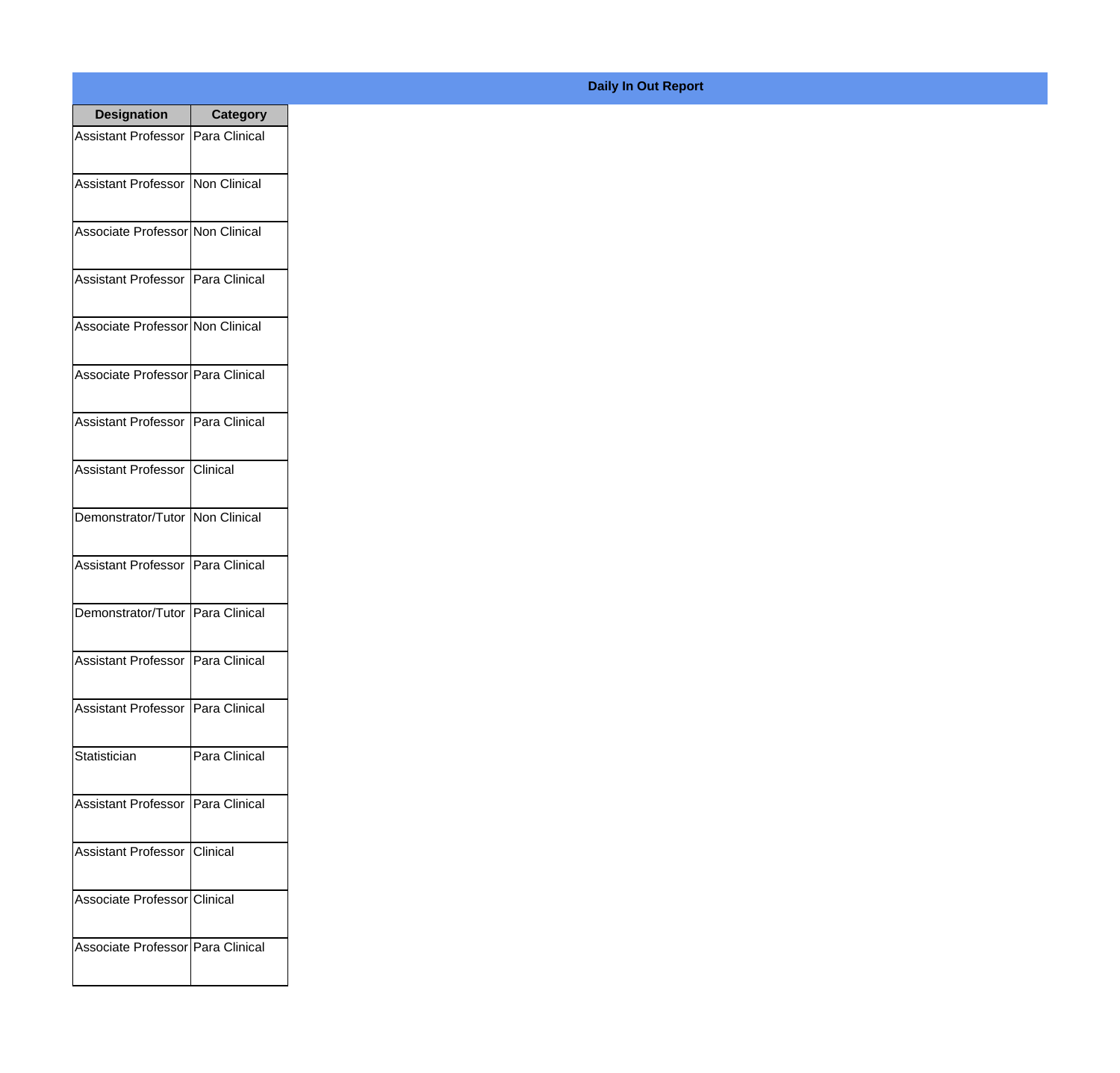## Daily In Out Report

| Designation | Category |
|---|---|
| Assistant Professor | Para Clinical |
| Assistant Professor | Non Clinical |
| Associate Professor | Non Clinical |
| Assistant Professor | Para Clinical |
| Associate Professor | Non Clinical |
| Associate Professor | Para Clinical |
| Assistant Professor | Para Clinical |
| Assistant Professor | Clinical |
| Demonstrator/Tutor | Non Clinical |
| Assistant Professor | Para Clinical |
| Demonstrator/Tutor | Para Clinical |
| Assistant Professor | Para Clinical |
| Assistant Professor | Para Clinical |
| Statistician | Para Clinical |
| Assistant Professor | Para Clinical |
| Assistant Professor | Clinical |
| Associate Professor | Clinical |
| Associate Professor | Para Clinical |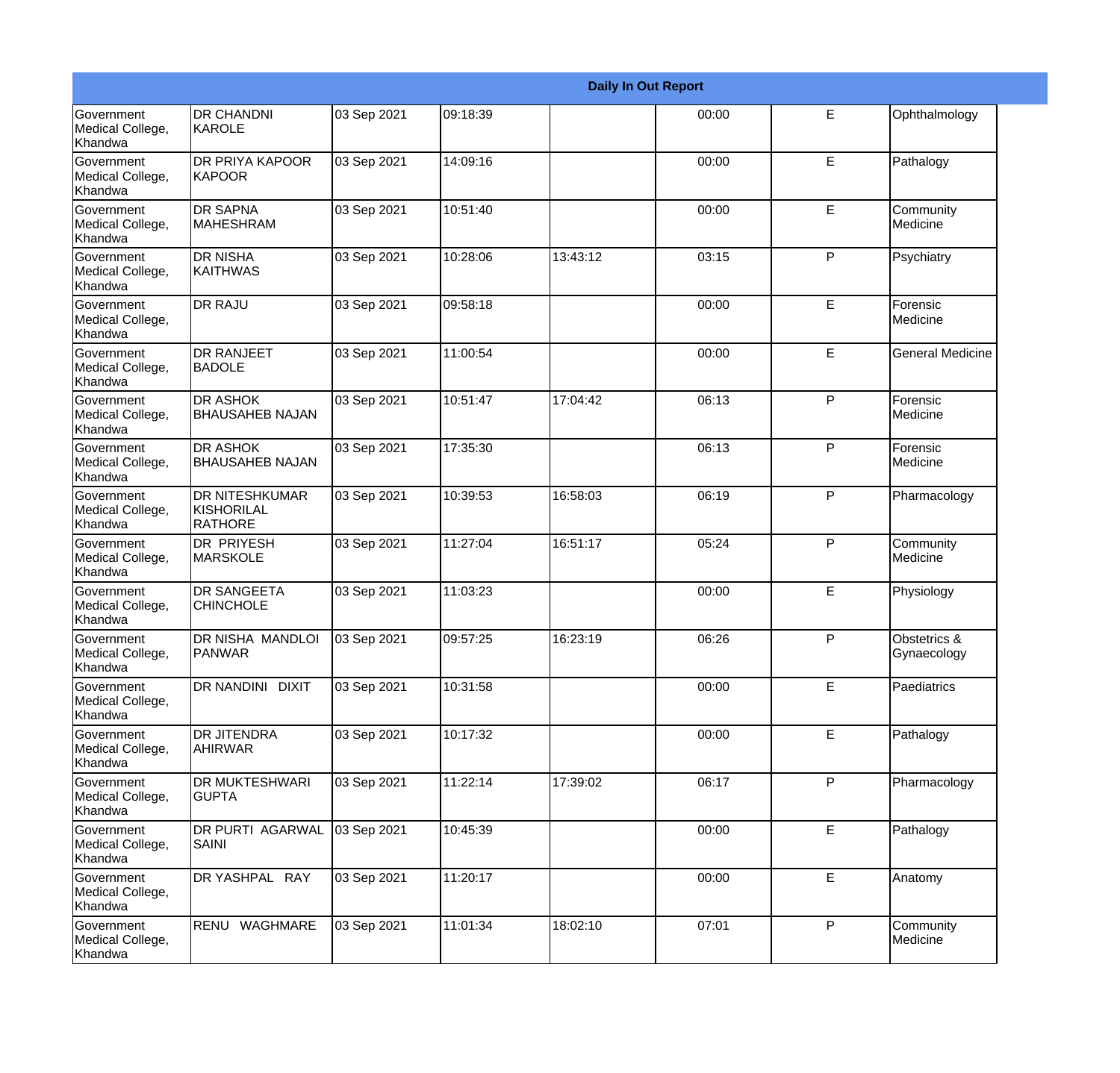| Daily In Out Report | | | | | | | |
|---|---|---|---|---|---|---|---|
| Government Medical College, Khandwa | DR CHANDNI KAROLE | 03 Sep 2021 | 09:18:39 | | 00:00 | E | Ophthalmology |
| Government Medical College, Khandwa | DR PRIYA KAPOOR KAPOOR | 03 Sep 2021 | 14:09:16 | | 00:00 | E | Pathalogy |
| Government Medical College, Khandwa | DR SAPNA MAHESHRAM | 03 Sep 2021 | 10:51:40 | | 00:00 | E | Community Medicine |
| Government Medical College, Khandwa | DR NISHA KAITHWAS | 03 Sep 2021 | 10:28:06 | 13:43:12 | 03:15 | P | Psychiatry |
| Government Medical College, Khandwa | DR RAJU | 03 Sep 2021 | 09:58:18 | | 00:00 | E | Forensic Medicine |
| Government Medical College, Khandwa | DR RANJEET BADOLE | 03 Sep 2021 | 11:00:54 | | 00:00 | E | General Medicine |
| Government Medical College, Khandwa | DR ASHOK BHAUSAHEB NAJAN | 03 Sep 2021 | 10:51:47 | 17:04:42 | 06:13 | P | Forensic Medicine |
| Government Medical College, Khandwa | DR ASHOK BHAUSAHEB NAJAN | 03 Sep 2021 | 17:35:30 | | 06:13 | P | Forensic Medicine |
| Government Medical College, Khandwa | DR NITESHKUMAR KISHORILAL RATHORE | 03 Sep 2021 | 10:39:53 | 16:58:03 | 06:19 | P | Pharmacology |
| Government Medical College, Khandwa | DR PRIYESH MARSKOLE | 03 Sep 2021 | 11:27:04 | 16:51:17 | 05:24 | P | Community Medicine |
| Government Medical College, Khandwa | DR SANGEETA CHINCHOLE | 03 Sep 2021 | 11:03:23 | | 00:00 | E | Physiology |
| Government Medical College, Khandwa | DR NISHA MANDLOI PANWAR | 03 Sep 2021 | 09:57:25 | 16:23:19 | 06:26 | P | Obstetrics & Gynaecology |
| Government Medical College, Khandwa | DR NANDINI DIXIT | 03 Sep 2021 | 10:31:58 | | 00:00 | E | Paediatrics |
| Government Medical College, Khandwa | DR JITENDRA AHIRWAR | 03 Sep 2021 | 10:17:32 | | 00:00 | E | Pathalogy |
| Government Medical College, Khandwa | DR MUKTESHWARI GUPTA | 03 Sep 2021 | 11:22:14 | 17:39:02 | 06:17 | P | Pharmacology |
| Government Medical College, Khandwa | DR PURTI AGARWAL SAINI | 03 Sep 2021 | 10:45:39 | | 00:00 | E | Pathalogy |
| Government Medical College, Khandwa | DR YASHPAL RAY | 03 Sep 2021 | 11:20:17 | | 00:00 | E | Anatomy |
| Government Medical College, Khandwa | RENU WAGHMARE | 03 Sep 2021 | 11:01:34 | 18:02:10 | 07:01 | P | Community Medicine |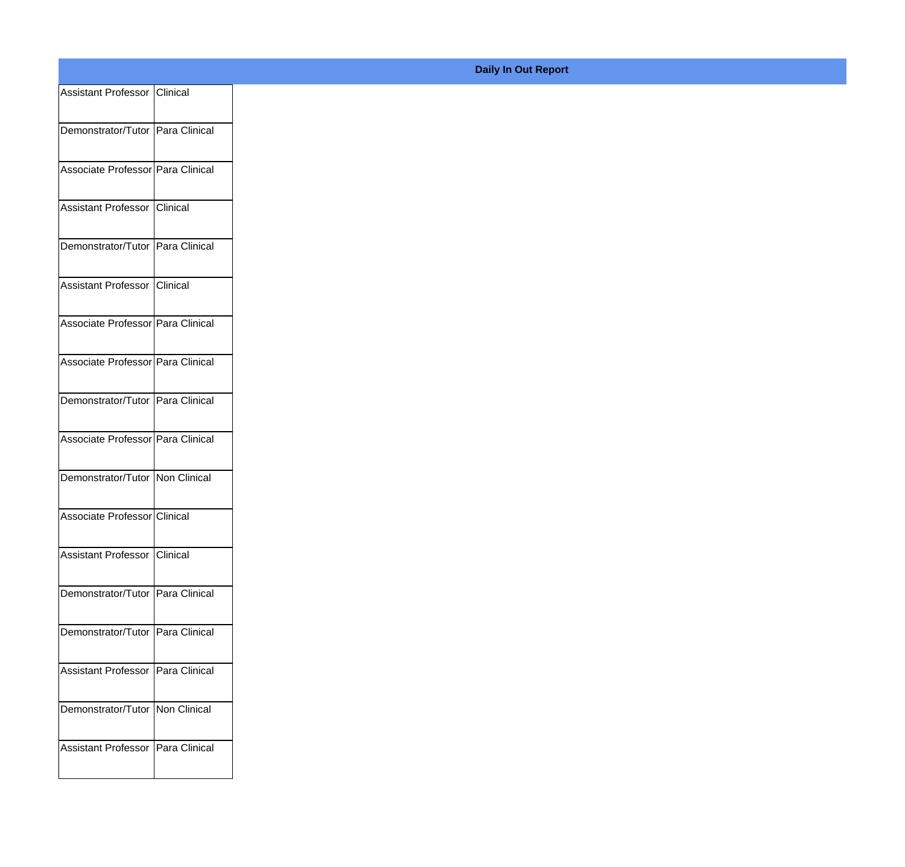**Daily In Out Report**

| | |
|---|---|
| Assistant Professor | Clinical |
| Demonstrator/Tutor | Para Clinical |
| Associate Professor | Para Clinical |
| Assistant Professor | Clinical |
| Demonstrator/Tutor | Para Clinical |
| Assistant Professor | Clinical |
| Associate Professor | Para Clinical |
| Associate Professor | Para Clinical |
| Demonstrator/Tutor | Para Clinical |
| Associate Professor | Para Clinical |
| Demonstrator/Tutor | Non Clinical |
| Associate Professor | Clinical |
| Assistant Professor | Clinical |
| Demonstrator/Tutor | Para Clinical |
| Demonstrator/Tutor | Para Clinical |
| Assistant Professor | Para Clinical |
| Demonstrator/Tutor | Non Clinical |
| Assistant Professor | Para Clinical |